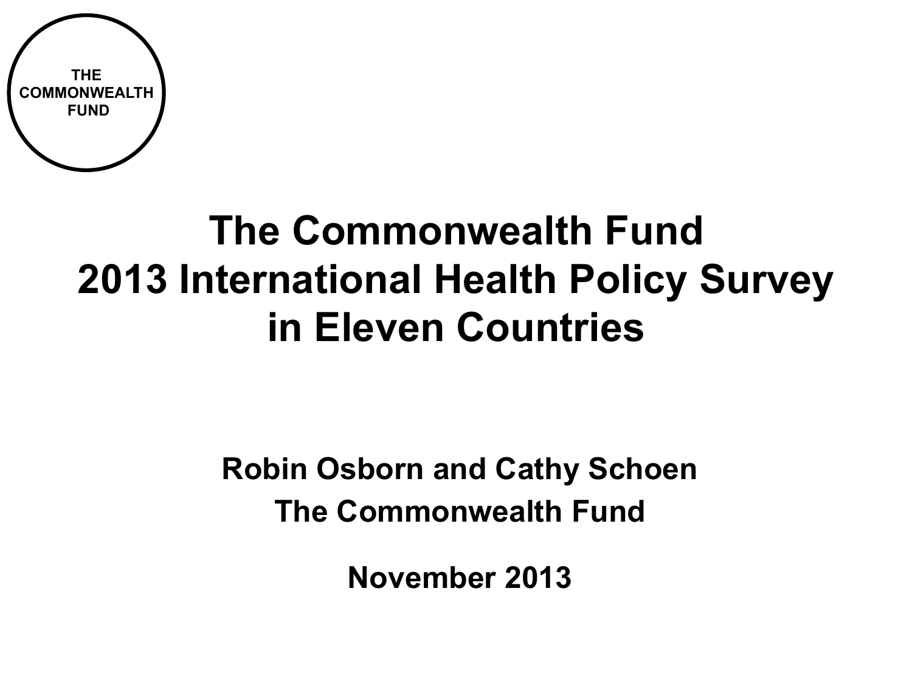THE COMMONWEALTH FUND

# The Commonwealth Fund 2013 International Health Policy Survey in Eleven Countries

**Robin Osborn and Cathy Schoen**

**The Commonwealth Fund**

**November 2013**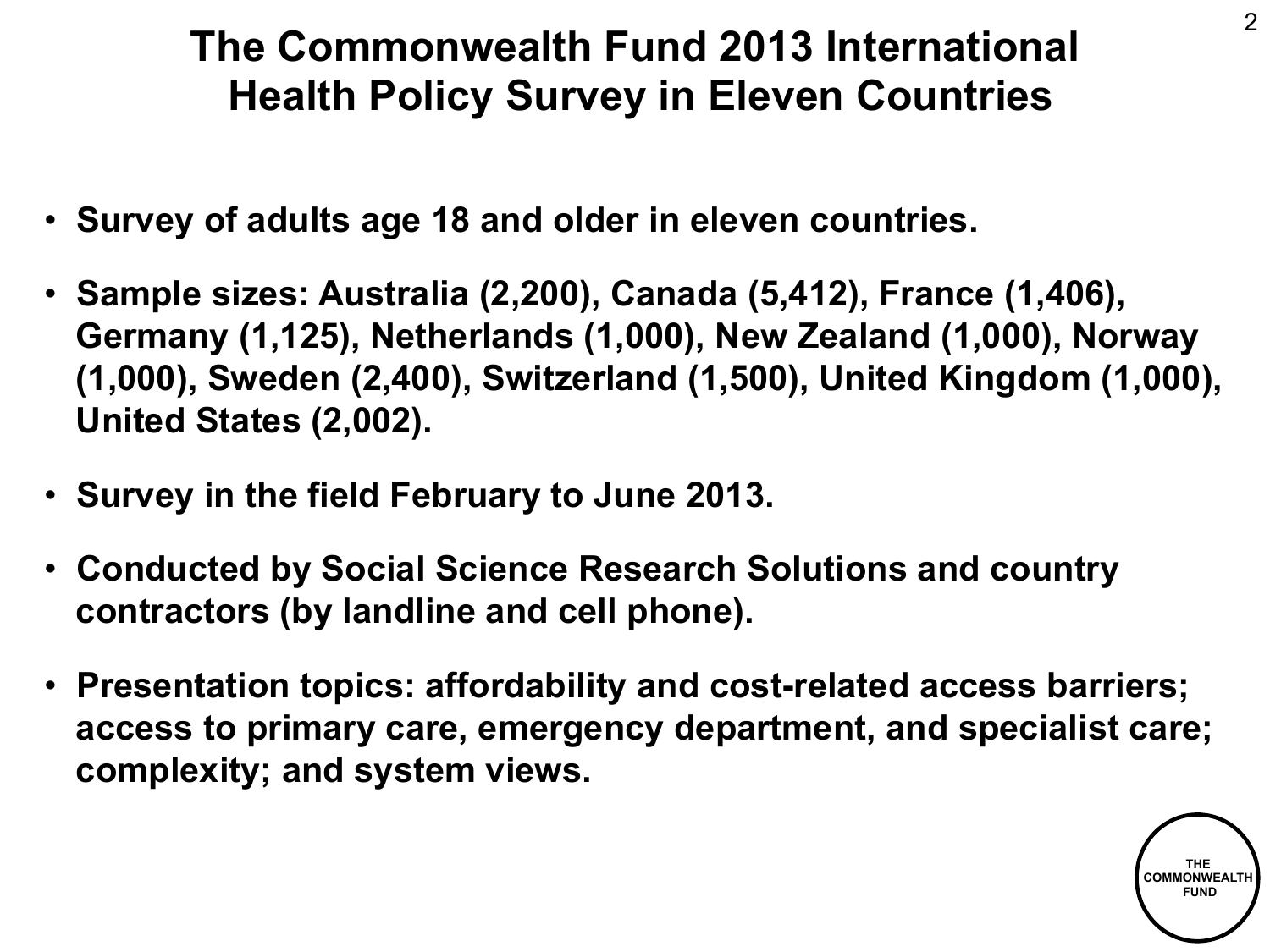# The Commonwealth Fund 2013 International Health Policy Survey in Eleven Countries

- Survey of adults age 18 and older in eleven countries.
- Sample sizes: Australia (2,200), Canada (5,412), France (1,406), Germany (1,125), Netherlands (1,000), New Zealand (1,000), Norway (1,000), Sweden (2,400), Switzerland (1,500), United Kingdom (1,000), United States (2,002).
- Survey in the field February to June 2013.
- Conducted by Social Science Research Solutions and country contractors (by landline and cell phone).
- Presentation topics: affordability and cost-related access barriers; access to primary care, emergency department, and specialist care; complexity; and system views.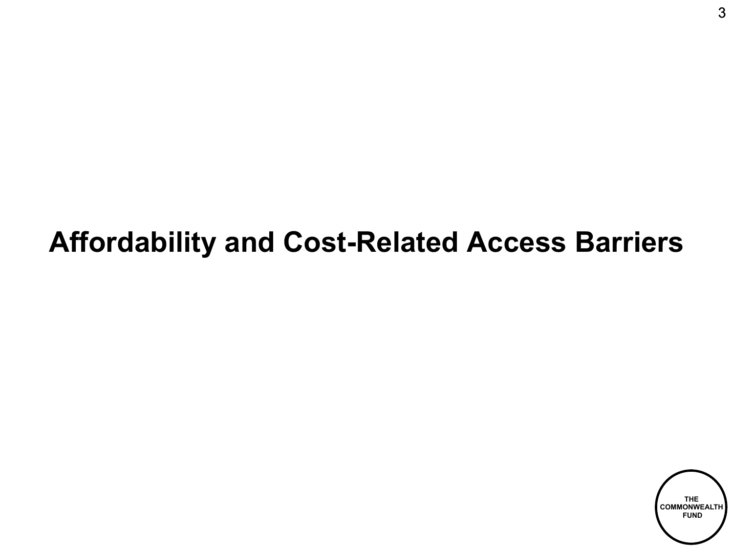# Affordability and Cost-Related Access Barriers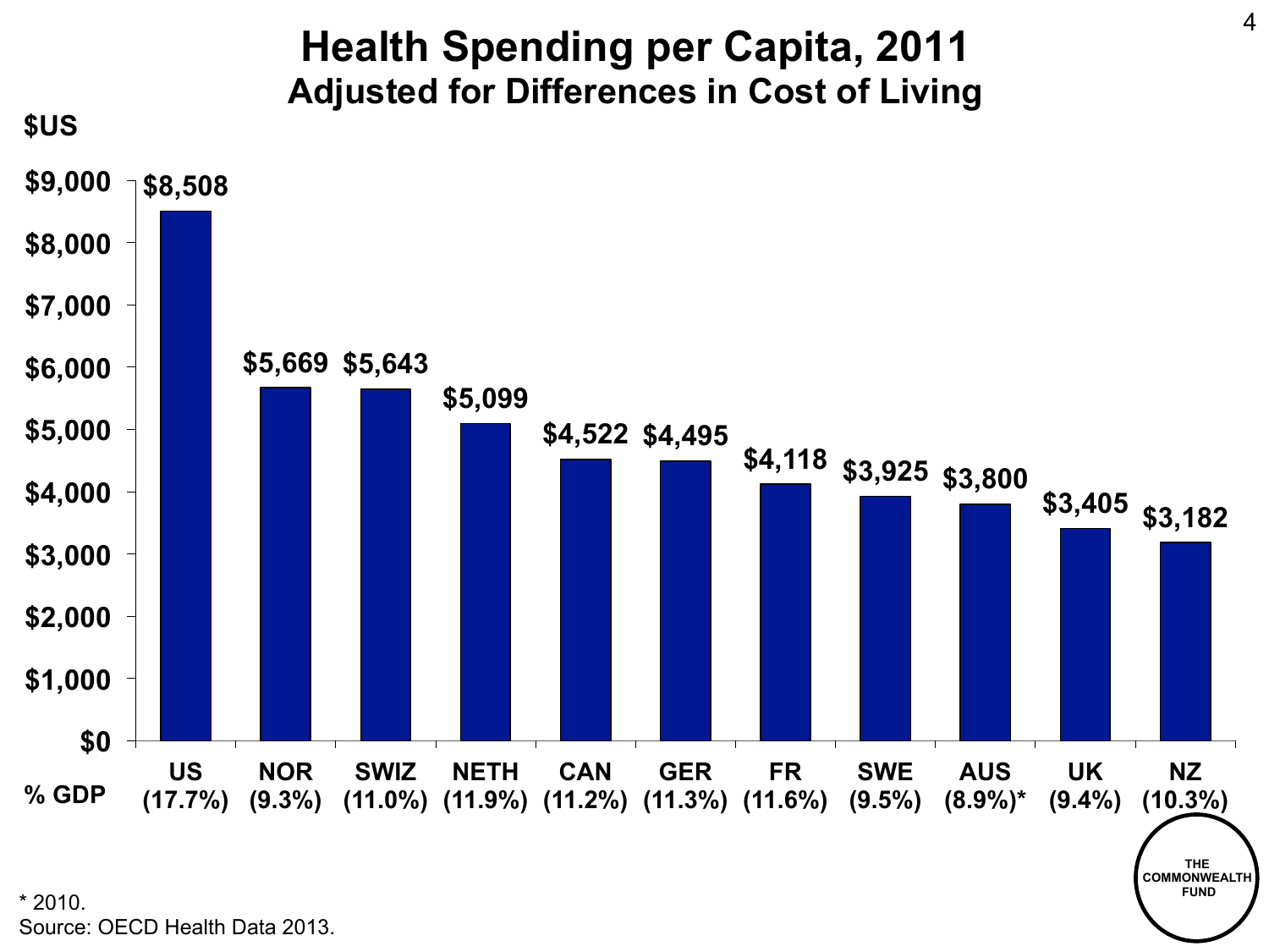# Health Spending per Capita, 2011

## Adjusted for Differences in Cost of Living

| Country (% GDP) | Health Spending per Capita ($US) |
|---|---|
| US (17.7%) | $8,508 |
| NOR (9.3%) | $5,669 |
| SWIZ (11.0%) | $5,643 |
| NETH (11.9%) | $5,099 |
| CAN (11.2%) | $4,522 |
| GER (11.3%) | $4,495 |
| FR (11.6%) | $4,118 |
| SWE (9.5%) | $3,925 |
| AUS (8.9%)* | $3,800 |
| UK (9.4%) | $3,405 |
| NZ (10.3%) | $3,182 |

\* 2010.

Source: OECD Health Data 2013.

THE COMMONWEALTH FUND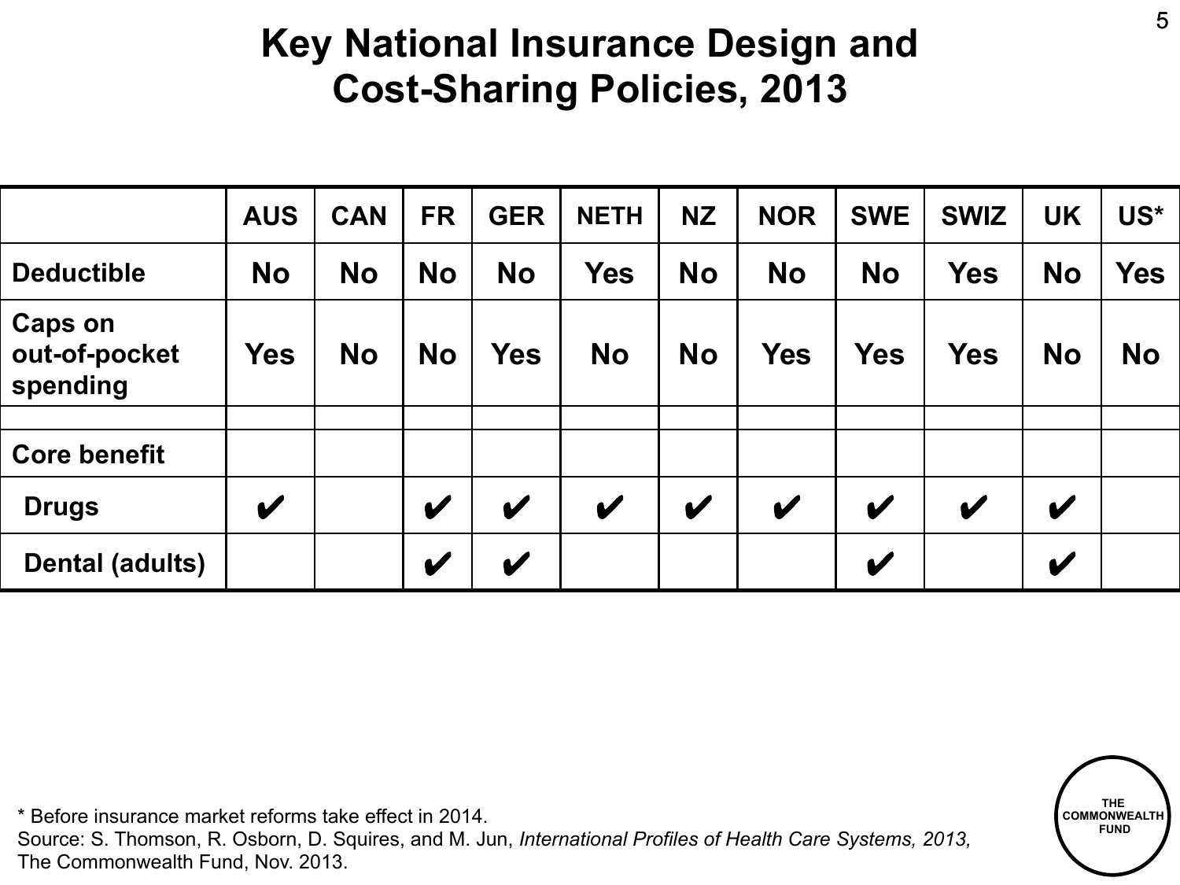# Key National Insurance Design and Cost-Sharing Policies, 2013

| | AUS | CAN | FR | GER | NETH | NZ | NOR | SWE | SWIZ | UK | US* |
|---|---|---|---|---|---|---|---|---|---|---|---|
| **Deductible** | **No** | **No** | **No** | **No** | **Yes** | **No** | **No** | **No** | **Yes** | **No** | **Yes** |
| **Caps on out-of-pocket spending** | **Yes** | **No** | **No** | **Yes** | **No** | **No** | **Yes** | **Yes** | **Yes** | **No** | **No** |
| | | | | | | | | | | | |
| **Core benefit** | | | | | | | | | | | |
| **Drugs** | ✔ | | ✔ | ✔ | ✔ | ✔ | ✔ | ✔ | ✔ | ✔ | |
| **Dental (adults)** | | | ✔ | ✔ | | | | ✔ | | ✔ | |

\* Before insurance market reforms take effect in 2014.
Source: S. Thomson, R. Osborn, D. Squires, and M. Jun, *International Profiles of Health Care Systems, 2013,* The Commonwealth Fund, Nov. 2013.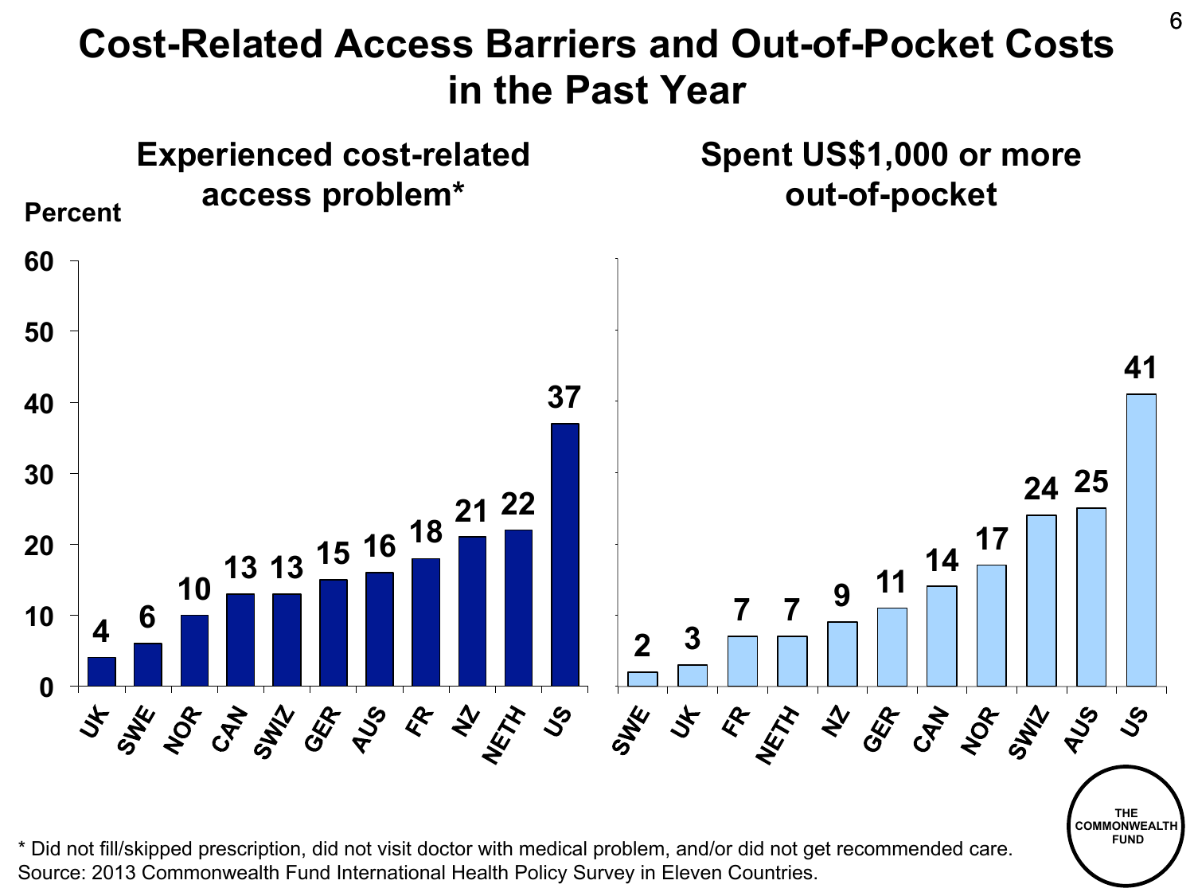# Cost-Related Access Barriers and Out-of-Pocket Costs in the Past Year

## Experienced cost-related access problem*

Percent

| Country | Percent |
|---|---|
| UK | 4 |
| SWE | 6 |
| NOR | 10 |
| CAN | 13 |
| SWIZ | 13 |
| GER | 15 |
| AUS | 16 |
| FR | 18 |
| NZ | 21 |
| NETH | 22 |
| US | 37 |

## Spent US$1,000 or more out-of-pocket

| Country | Percent |
|---|---|
| SWE | 2 |
| UK | 3 |
| FR | 7 |
| NETH | 7 |
| NZ | 9 |
| GER | 11 |
| CAN | 14 |
| NOR | 17 |
| SWIZ | 24 |
| AUS | 25 |
| US | 41 |

* Did not fill/skipped prescription, did not visit doctor with medical problem, and/or did not get recommended care.
Source: 2013 Commonwealth Fund International Health Policy Survey in Eleven Countries.

THE COMMONWEALTH FUND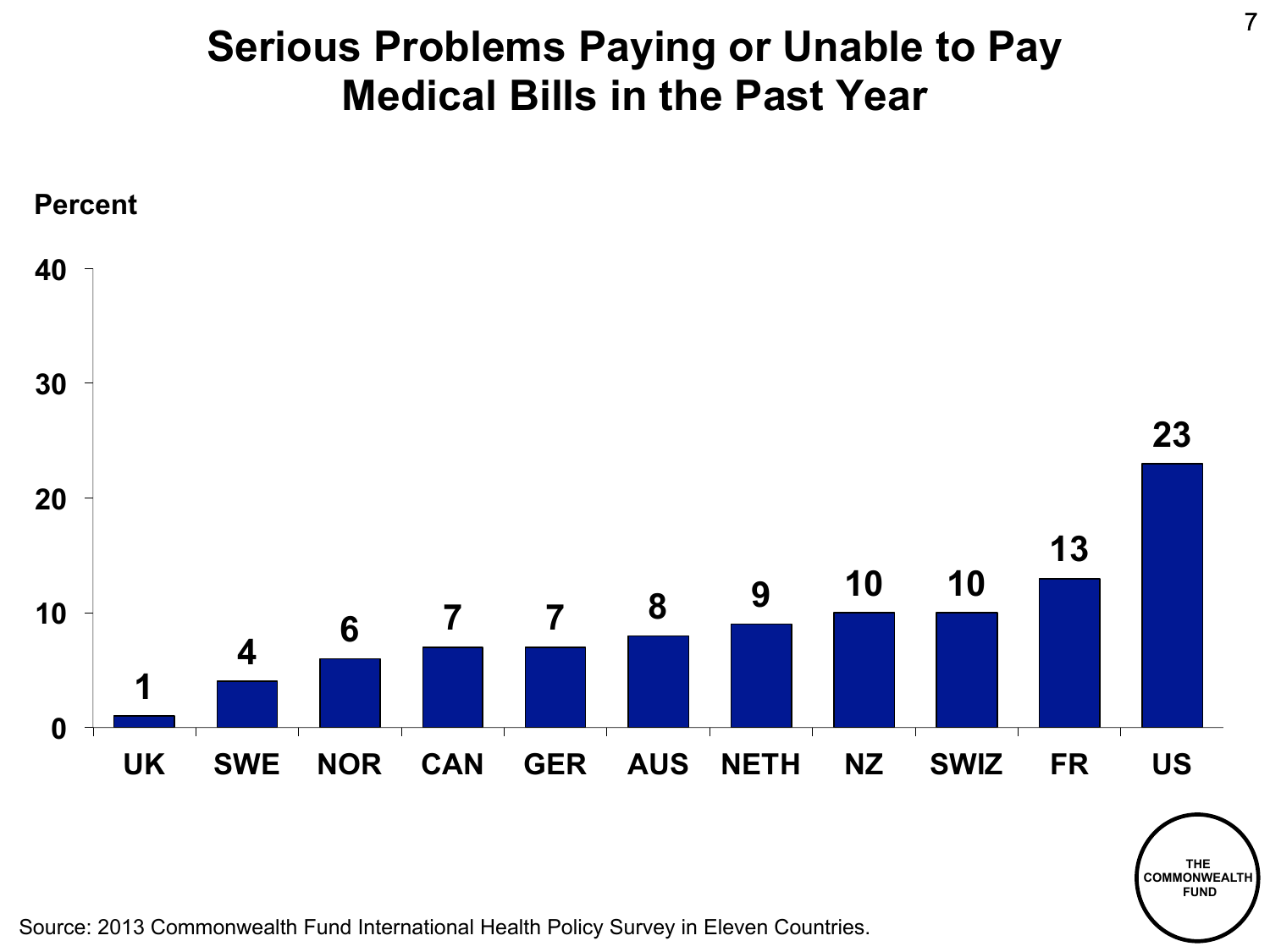# Serious Problems Paying or Unable to Pay Medical Bills in the Past Year

Percent

| Country | Percent |
|---|---|
| UK | 1 |
| SWE | 4 |
| NOR | 6 |
| CAN | 7 |
| GER | 7 |
| AUS | 8 |
| NETH | 9 |
| NZ | 10 |
| SWIZ | 10 |
| FR | 13 |
| US | 23 |

THE COMMONWEALTH FUND

Source: 2013 Commonwealth Fund International Health Policy Survey in Eleven Countries.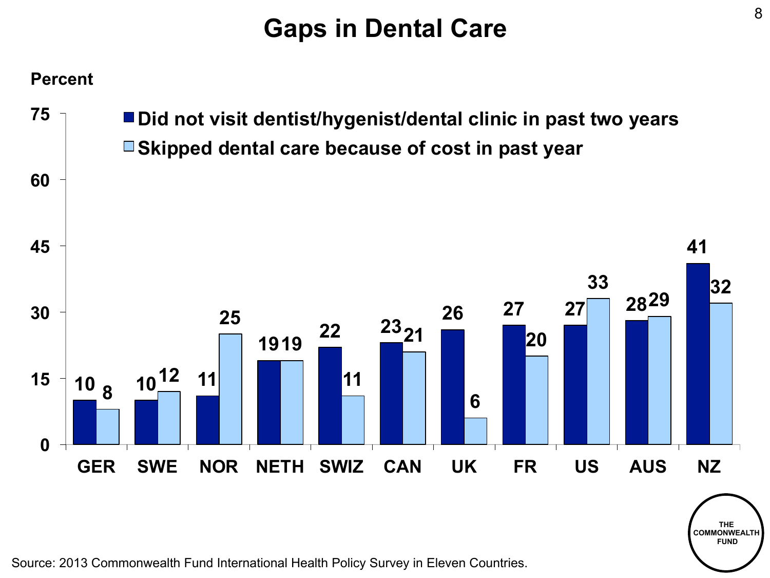# Gaps in Dental Care

Percent

| Country | Did not visit dentist/hygenist/dental clinic in past two years | Skipped dental care because of cost in past year |
|---|---|---|
| GER | 10 | 8 |
| SWE | 10 | 12 |
| NOR | 11 | 25 |
| NETH | 19 | 19 |
| SWIZ | 22 | 11 |
| CAN | 23 | 21 |
| UK | 26 | 6 |
| FR | 27 | 20 |
| US | 27 | 33 |
| AUS | 28 | 29 |
| NZ | 41 | 32 |

Source: 2013 Commonwealth Fund International Health Policy Survey in Eleven Countries.

THE COMMONWEALTH FUND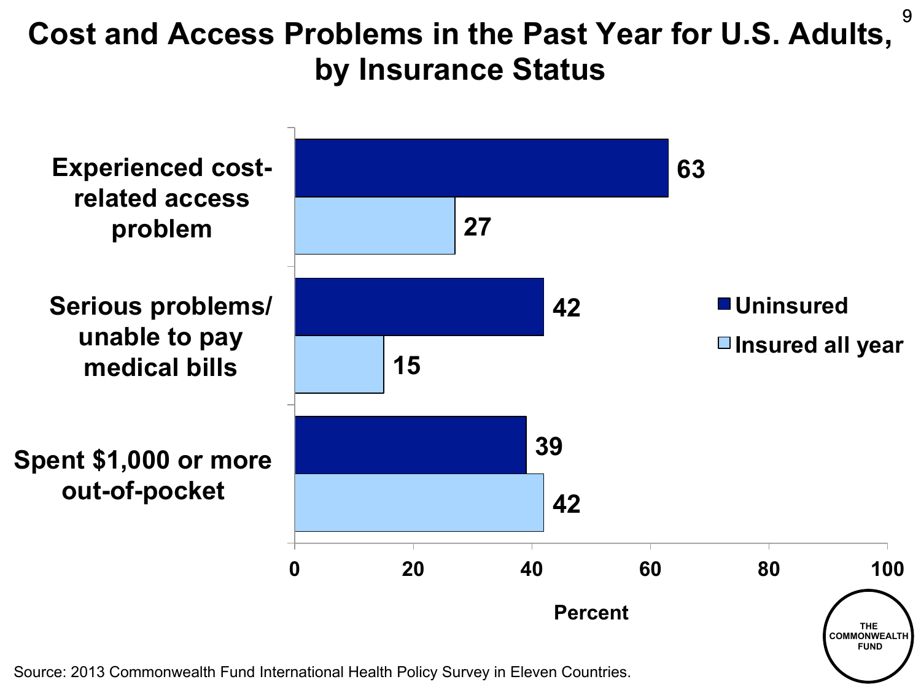# Cost and Access Problems in the Past Year for U.S. Adults, by Insurance Status

| | Uninsured | Insured all year |
|---|---|---|
| Experienced cost-related access problem | 63 | 27 |
| Serious problems/ unable to pay medical bills | 42 | 15 |
| Spent $1,000 or more out-of-pocket | 39 | 42 |

Percent

Source: 2013 Commonwealth Fund International Health Policy Survey in Eleven Countries.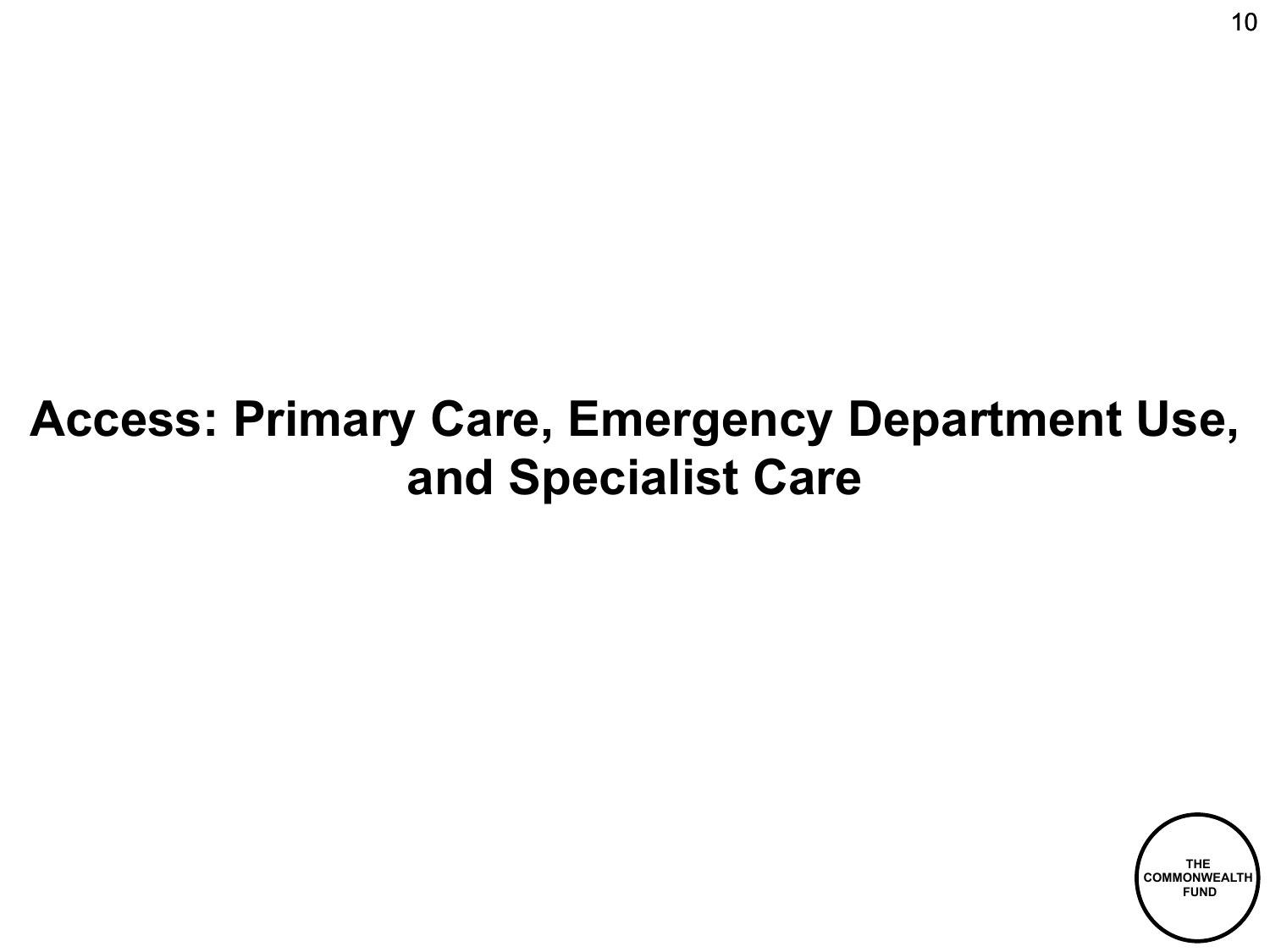# Access: Primary Care, Emergency Department Use, and Specialist Care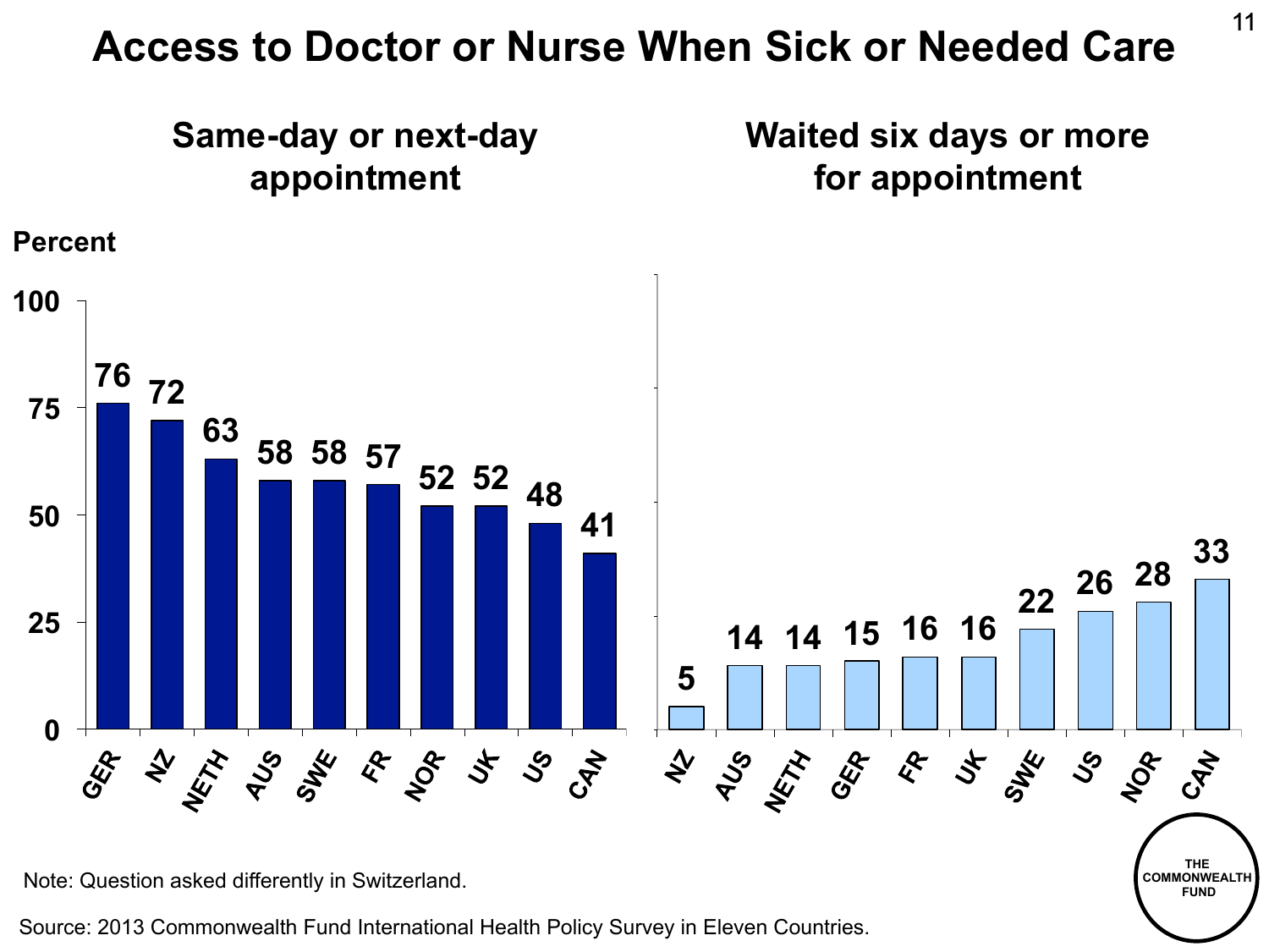# Access to Doctor or Nurse When Sick or Needed Care

## Same-day or next-day appointment

Percent

| Country | Percent |
| --- | --- |
| GER | 76 |
| NZ | 72 |
| NETH | 63 |
| AUS | 58 |
| SWE | 58 |
| FR | 57 |
| NOR | 52 |
| UK | 52 |
| US | 48 |
| CAN | 41 |

## Waited six days or more for appointment

| Country | Percent |
| --- | --- |
| NZ | 5 |
| AUS | 14 |
| NETH | 14 |
| GER | 15 |
| FR | 16 |
| UK | 16 |
| SWE | 22 |
| US | 26 |
| NOR | 28 |
| CAN | 33 |

Note: Question asked differently in Switzerland.

Source: 2013 Commonwealth Fund International Health Policy Survey in Eleven Countries.

THE COMMONWEALTH FUND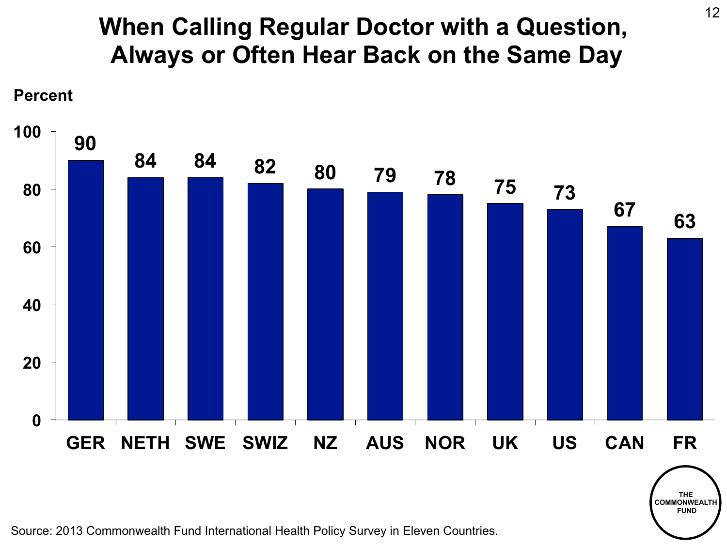# When Calling Regular Doctor with a Question, Always or Often Hear Back on the Same Day

Percent

| Country | Percent |
| --- | --- |
| GER | 90 |
| NETH | 84 |
| SWE | 84 |
| SWIZ | 82 |
| NZ | 80 |
| AUS | 79 |
| NOR | 78 |
| UK | 75 |
| US | 73 |
| CAN | 67 |
| FR | 63 |

Source: 2013 Commonwealth Fund International Health Policy Survey in Eleven Countries.

THE COMMONWEALTH FUND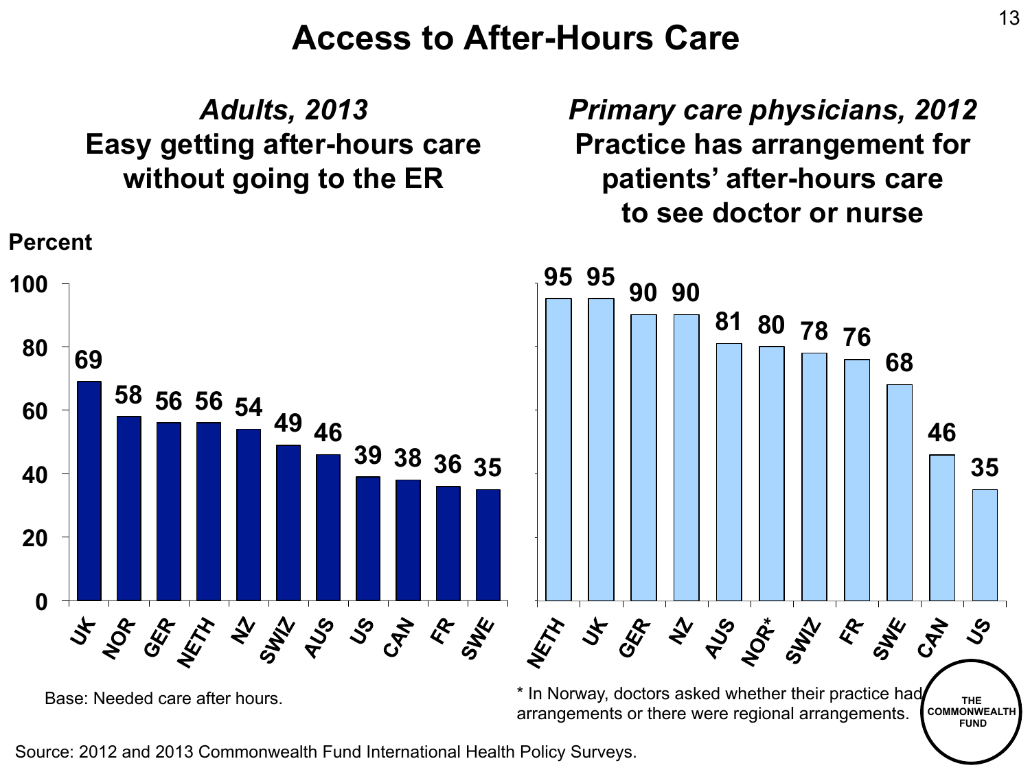# Access to After-Hours Care

## *Adults, 2013*
### Easy getting after-hours care without going to the ER

Percent

| Country | Percent |
| --- | --- |
| UK | 69 |
| NOR | 58 |
| GER | 56 |
| NETH | 56 |
| NZ | 54 |
| SWIZ | 49 |
| AUS | 46 |
| US | 39 |
| CAN | 38 |
| FR | 36 |
| SWE | 35 |

Base: Needed care after hours.

## *Primary care physicians, 2012*
### Practice has arrangement for patients' after-hours care to see doctor or nurse

| Country | Percent |
| --- | --- |
| NETH | 95 |
| UK | 95 |
| GER | 90 |
| NZ | 90 |
| AUS | 81 |
| NOR* | 80 |
| SWIZ | 78 |
| FR | 76 |
| SWE | 68 |
| CAN | 46 |
| US | 35 |

* In Norway, doctors asked whether their practice had arrangements or there were regional arrangements.

Source: 2012 and 2013 Commonwealth Fund International Health Policy Surveys.

THE COMMONWEALTH FUND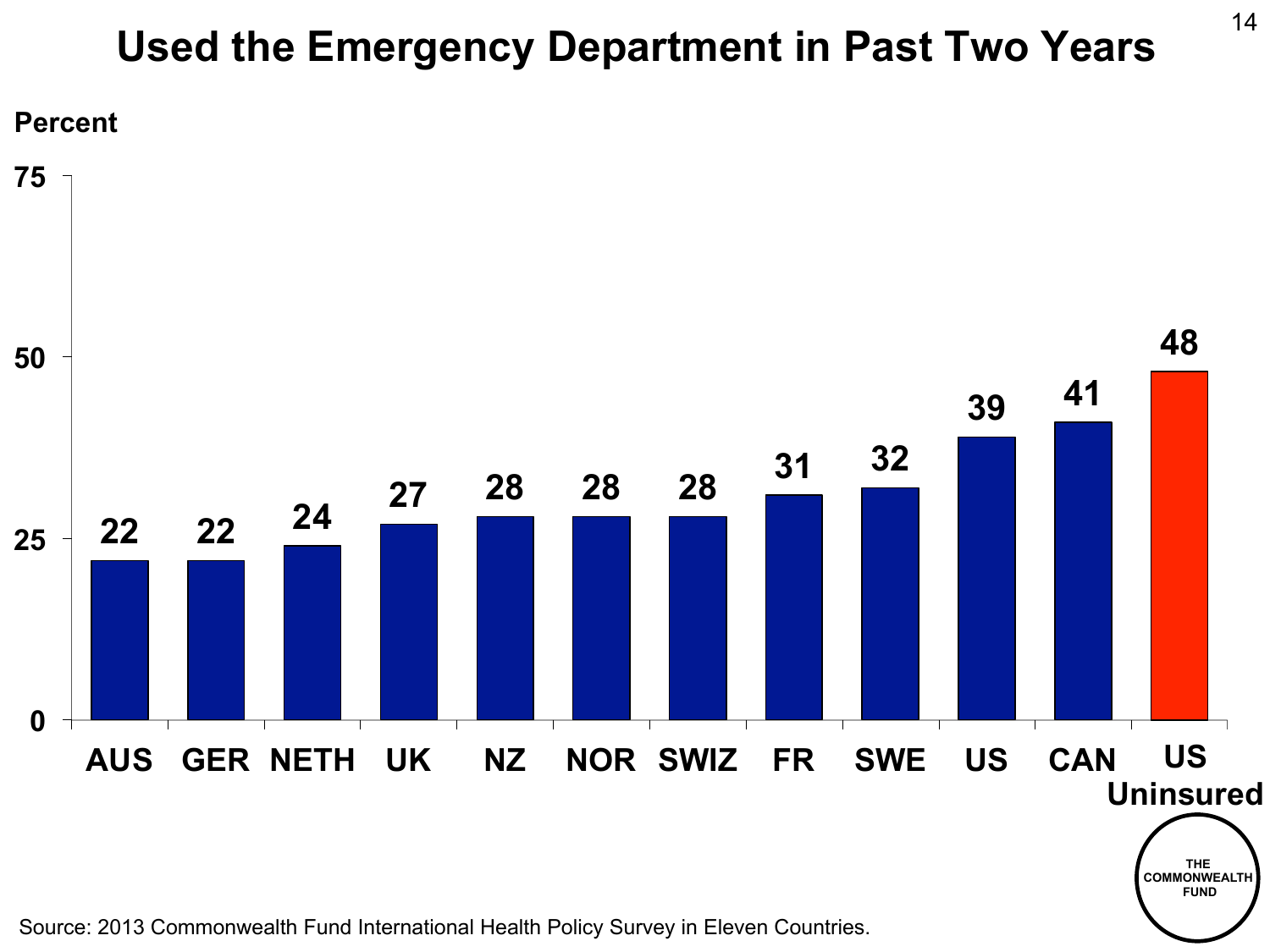# Used the Emergency Department in Past Two Years

Percent

| Country | Percent |
|---|---|
| AUS | 22 |
| GER | 22 |
| NETH | 24 |
| UK | 27 |
| NZ | 28 |
| NOR | 28 |
| SWIZ | 28 |
| FR | 31 |
| SWE | 32 |
| US | 39 |
| CAN | 41 |
| US Uninsured | 48 |

THE COMMONWEALTH FUND

Source: 2013 Commonwealth Fund International Health Policy Survey in Eleven Countries.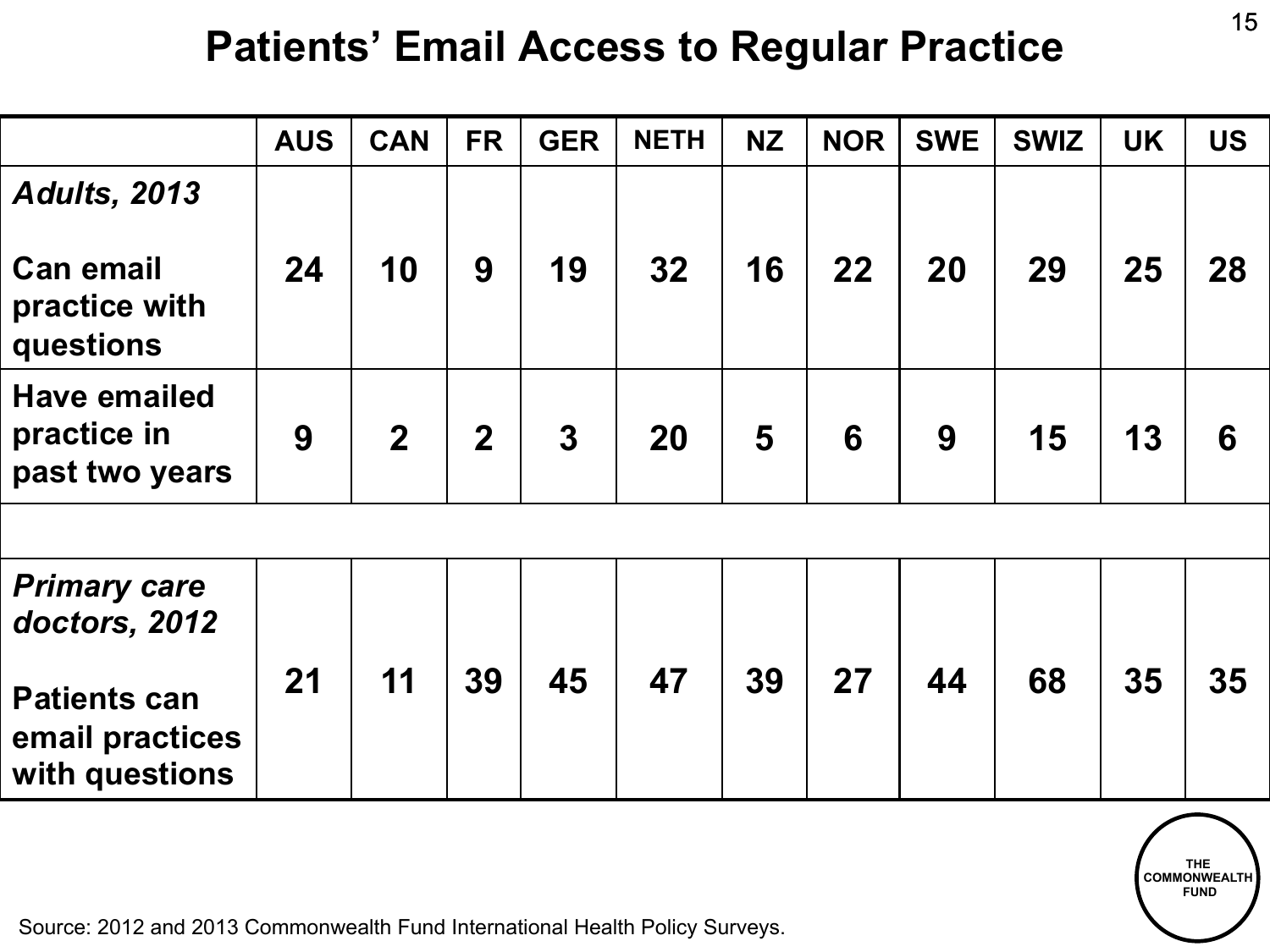# Patients' Email Access to Regular Practice

| | AUS | CAN | FR | GER | NETH | NZ | NOR | SWE | SWIZ | UK | US |
|---|---|---|---|---|---|---|---|---|---|---|---|
| ***Adults, 2013*** | | | | | | | | | | | |
| **Can email practice with questions** | **24** | **10** | **9** | **19** | **32** | **16** | **22** | **20** | **29** | **25** | **28** |
| **Have emailed practice in past two years** | **9** | **2** | **2** | **3** | **20** | **5** | **6** | **9** | **15** | **13** | **6** |
| | | | | | | | | | | | |
| ***Primary care doctors, 2012*** | | | | | | | | | | | |
| **Patients can email practices with questions** | **21** | **11** | **39** | **45** | **47** | **39** | **27** | **44** | **68** | **35** | **35** |

Source: 2012 and 2013 Commonwealth Fund International Health Policy Surveys.

THE COMMONWEALTH FUND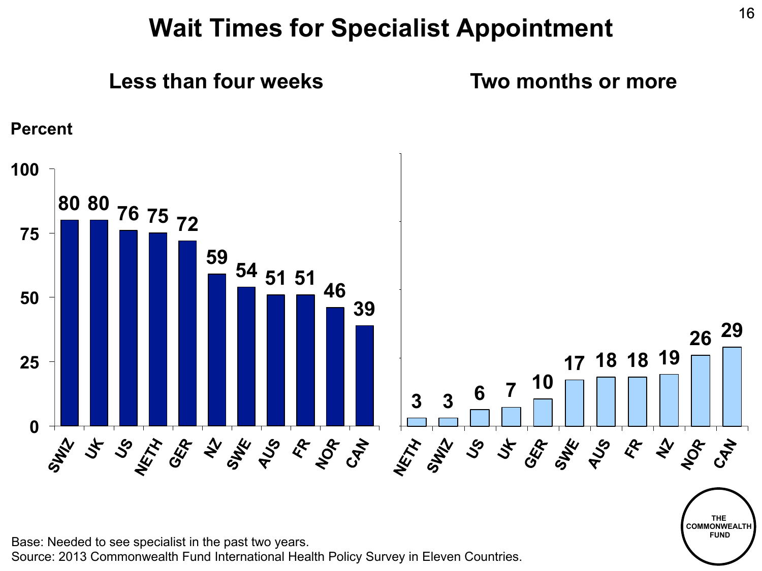# Wait Times for Specialist Appointment

## Less than four weeks

Percent

| Country | Percent |
|---|---|
| SWIZ | 80 |
| UK | 80 |
| US | 76 |
| NETH | 75 |
| GER | 72 |
| NZ | 59 |
| SWE | 54 |
| AUS | 51 |
| FR | 51 |
| NOR | 46 |
| CAN | 39 |

## Two months or more

| Country | Percent |
|---|---|
| NETH | 3 |
| SWIZ | 3 |
| US | 6 |
| UK | 7 |
| GER | 10 |
| SWE | 17 |
| AUS | 18 |
| FR | 18 |
| NZ | 19 |
| NOR | 26 |
| CAN | 29 |

Base: Needed to see specialist in the past two years.
Source: 2013 Commonwealth Fund International Health Policy Survey in Eleven Countries.

THE COMMONWEALTH FUND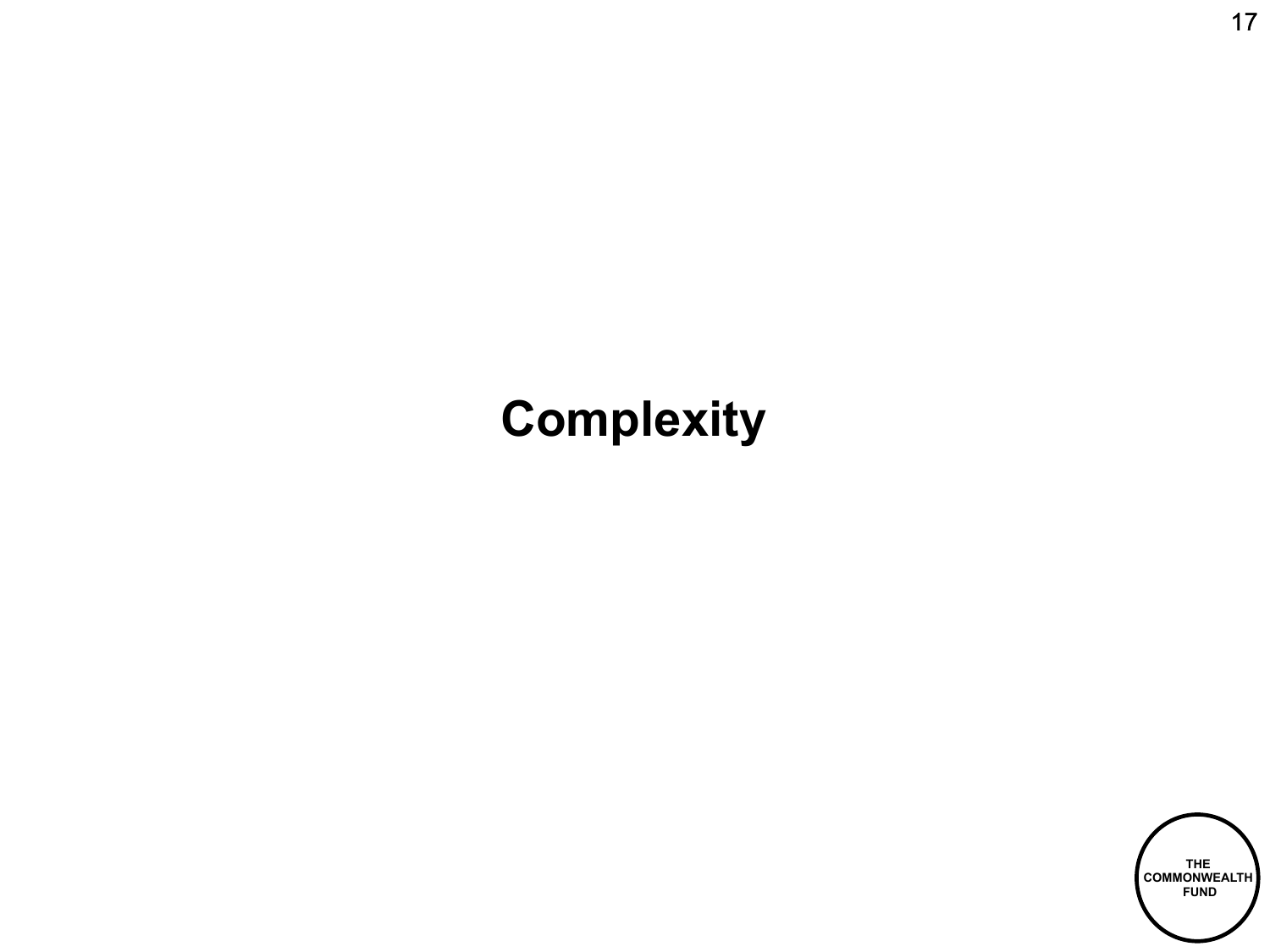# Complexity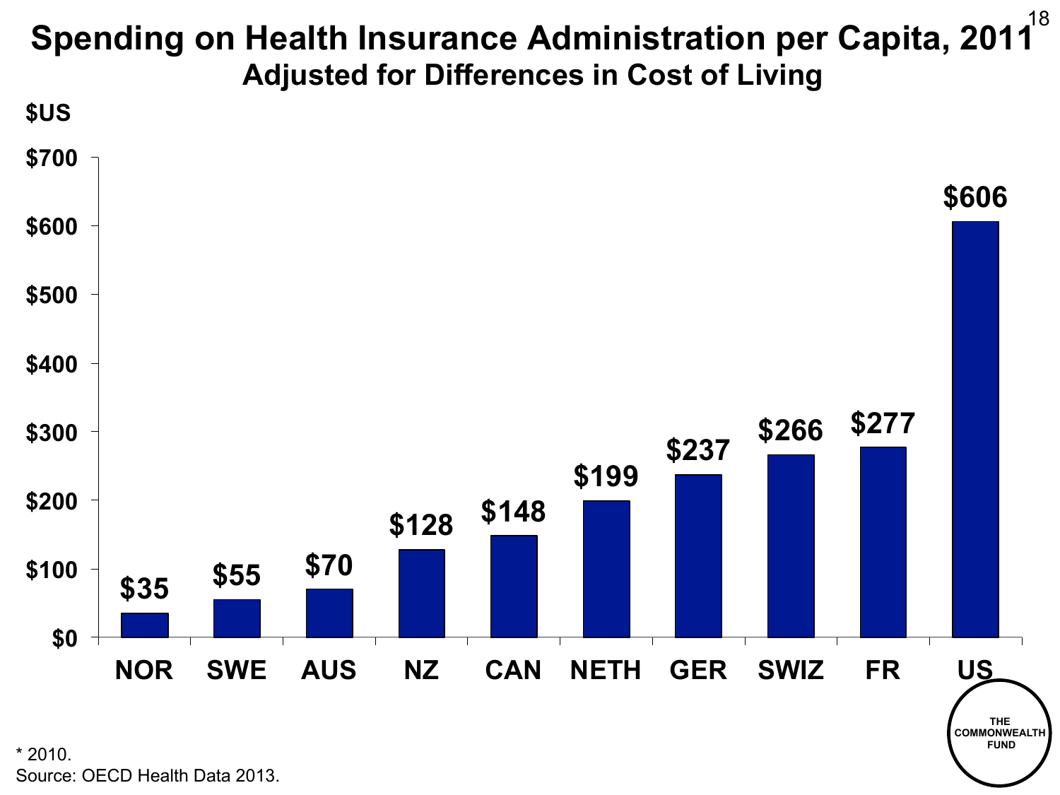# Spending on Health Insurance Administration per Capita, 2011

## Adjusted for Differences in Cost of Living

$US

| Country | Spending ($US) |
|---|---|
| NOR | $35 |
| SWE | $55 |
| AUS | $70 |
| NZ | $128 |
| CAN | $148 |
| NETH | $199 |
| GER | $237 |
| SWIZ | $266 |
| FR | $277 |
| US | $606 |

THE COMMONWEALTH FUND

* 2010.
Source: OECD Health Data 2013.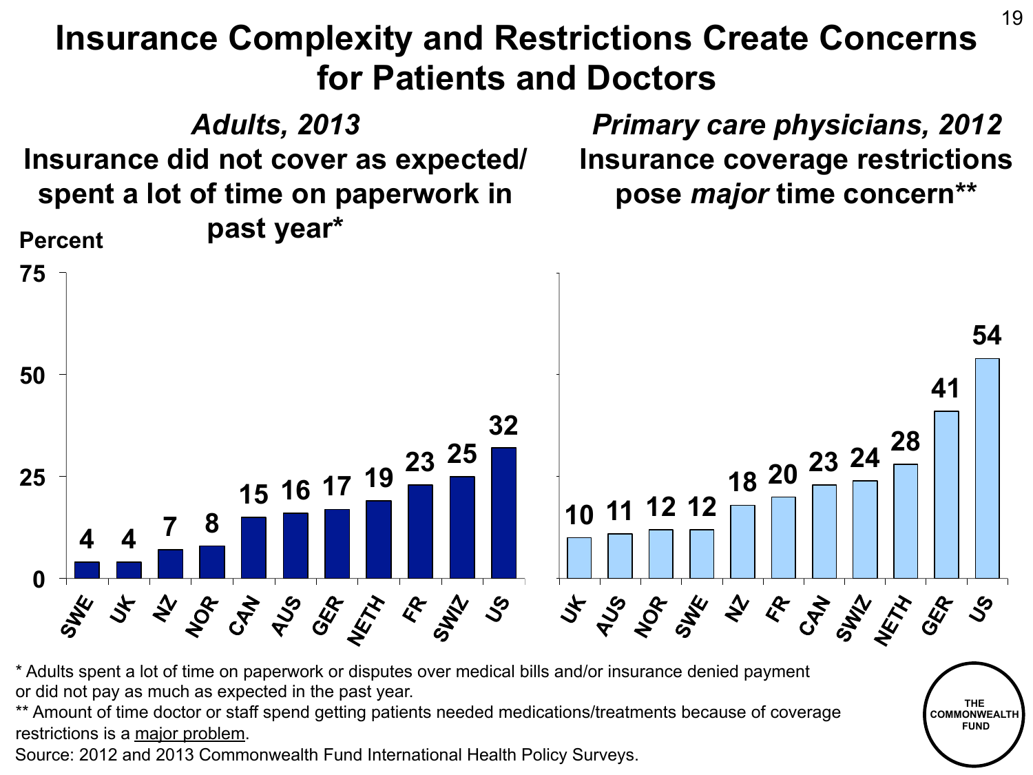# Insurance Complexity and Restrictions Create Concerns for Patients and Doctors

## *Adults, 2013*
### Insurance did not cover as expected/ spent a lot of time on paperwork in past year*

Percent

| Country | Percent |
|---|---|
| SWE | 4 |
| UK | 4 |
| NZ | 7 |
| NOR | 8 |
| CAN | 15 |
| AUS | 16 |
| GER | 17 |
| NETH | 19 |
| FR | 23 |
| SWIZ | 25 |
| US | 32 |

## *Primary care physicians, 2012*
### Insurance coverage restrictions pose *major* time concern**

| Country | Percent |
|---|---|
| UK | 10 |
| AUS | 11 |
| NOR | 12 |
| SWE | 12 |
| NZ | 18 |
| FR | 20 |
| CAN | 23 |
| SWIZ | 24 |
| NETH | 28 |
| GER | 41 |
| US | 54 |

\* Adults spent a lot of time on paperwork or disputes over medical bills and/or insurance denied payment or did not pay as much as expected in the past year.

\*\* Amount of time doctor or staff spend getting patients needed medications/treatments because of coverage restrictions is a major problem.

Source: 2012 and 2013 Commonwealth Fund International Health Policy Surveys.

THE COMMONWEALTH FUND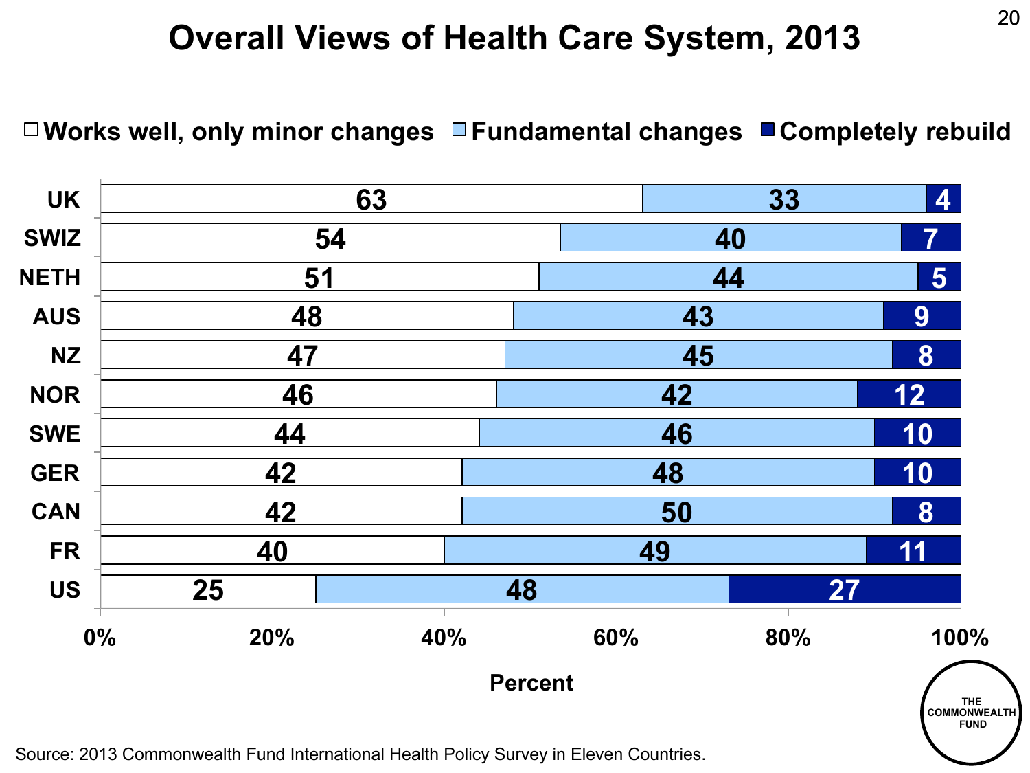# Overall Views of Health Care System, 2013

| Country | Works well, only minor changes | Fundamental changes | Completely rebuild |
|---|---|---|---|
| UK | 63 | 33 | 4 |
| SWIZ | 54 | 40 | 7 |
| NETH | 51 | 44 | 5 |
| AUS | 48 | 43 | 9 |
| NZ | 47 | 45 | 8 |
| NOR | 46 | 42 | 12 |
| SWE | 44 | 46 | 10 |
| GER | 42 | 48 | 10 |
| CAN | 42 | 50 | 8 |
| FR | 40 | 49 | 11 |
| US | 25 | 48 | 27 |

Percent

THE COMMONWEALTH FUND

Source: 2013 Commonwealth Fund International Health Policy Survey in Eleven Countries.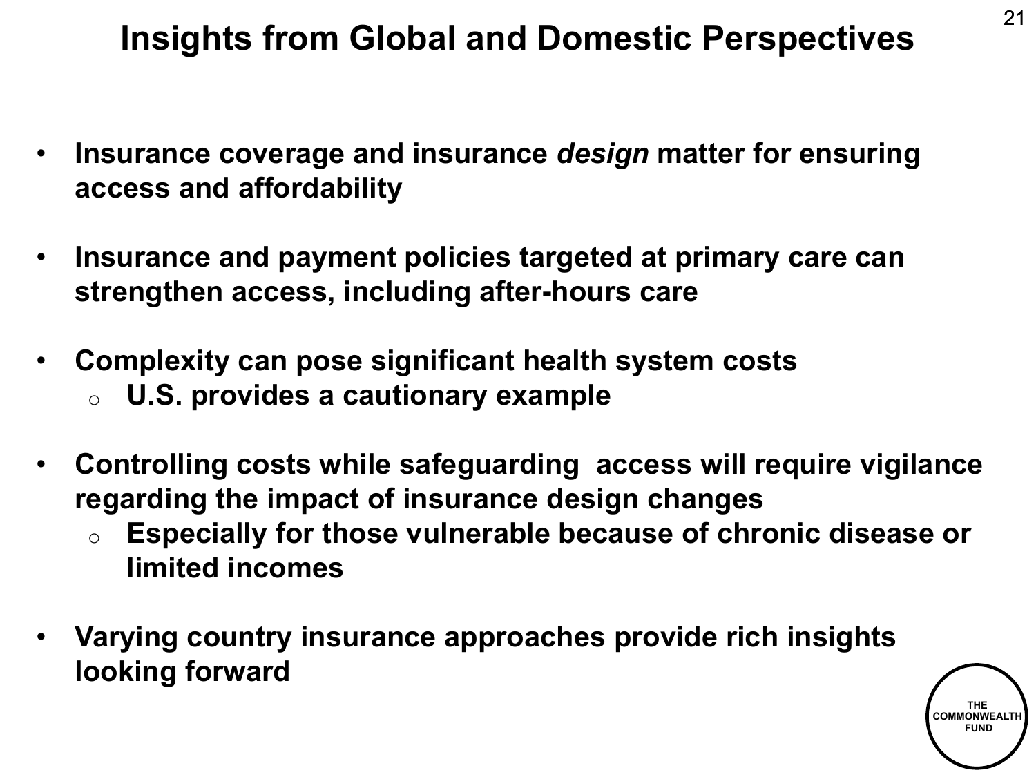# Insights from Global and Domestic Perspectives

- **Insurance coverage and insurance *design* matter for ensuring access and affordability**
- **Insurance and payment policies targeted at primary care can strengthen access, including after-hours care**
- **Complexity can pose significant health system costs**
  - **U.S. provides a cautionary example**
- **Controlling costs while safeguarding access will require vigilance regarding the impact of insurance design changes**
  - **Especially for those vulnerable because of chronic disease or limited incomes**
- **Varying country insurance approaches provide rich insights looking forward**

THE COMMONWEALTH FUND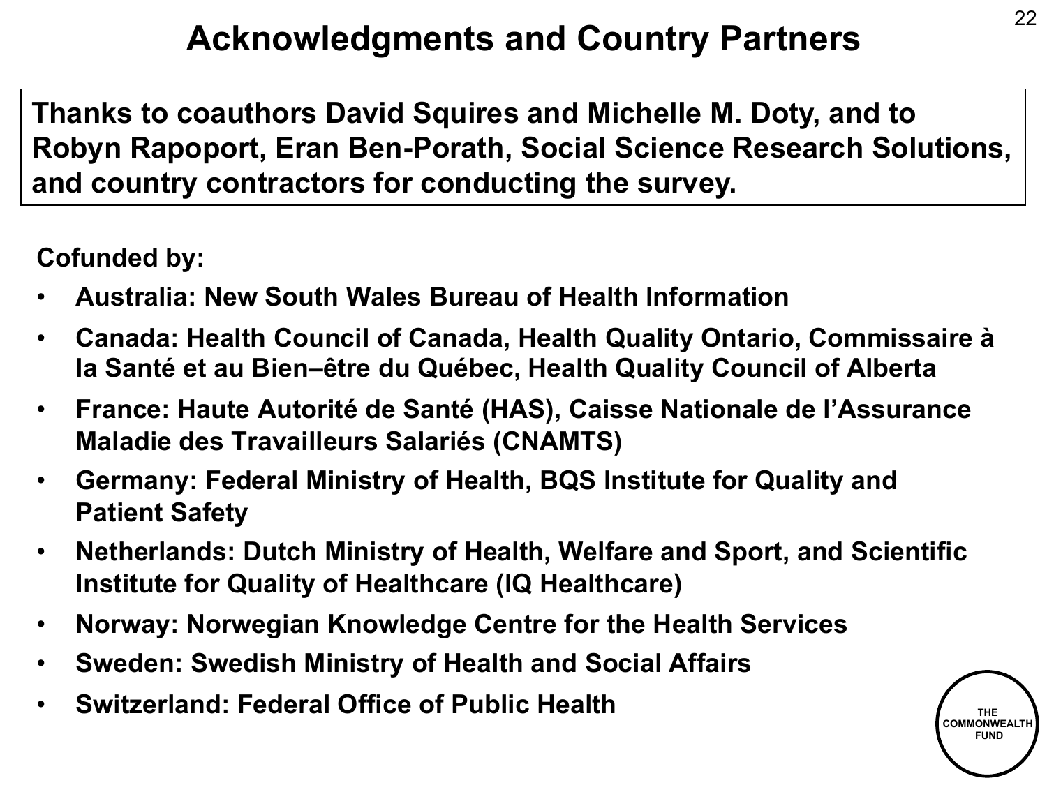# Acknowledgments and Country Partners

**Thanks to coauthors David Squires and Michelle M. Doty, and to Robyn Rapoport, Eran Ben-Porath, Social Science Research Solutions, and country contractors for conducting the survey.**

**Cofunded by:**

- **Australia: New South Wales Bureau of Health Information**
- **Canada: Health Council of Canada, Health Quality Ontario, Commissaire à la Santé et au Bien–être du Québec, Health Quality Council of Alberta**
- **France: Haute Autorité de Santé (HAS), Caisse Nationale de l'Assurance Maladie des Travailleurs Salariés (CNAMTS)**
- **Germany: Federal Ministry of Health, BQS Institute for Quality and Patient Safety**
- **Netherlands: Dutch Ministry of Health, Welfare and Sport, and Scientific Institute for Quality of Healthcare (IQ Healthcare)**
- **Norway: Norwegian Knowledge Centre for the Health Services**
- **Sweden: Swedish Ministry of Health and Social Affairs**
- **Switzerland: Federal Office of Public Health**

THE COMMONWEALTH FUND